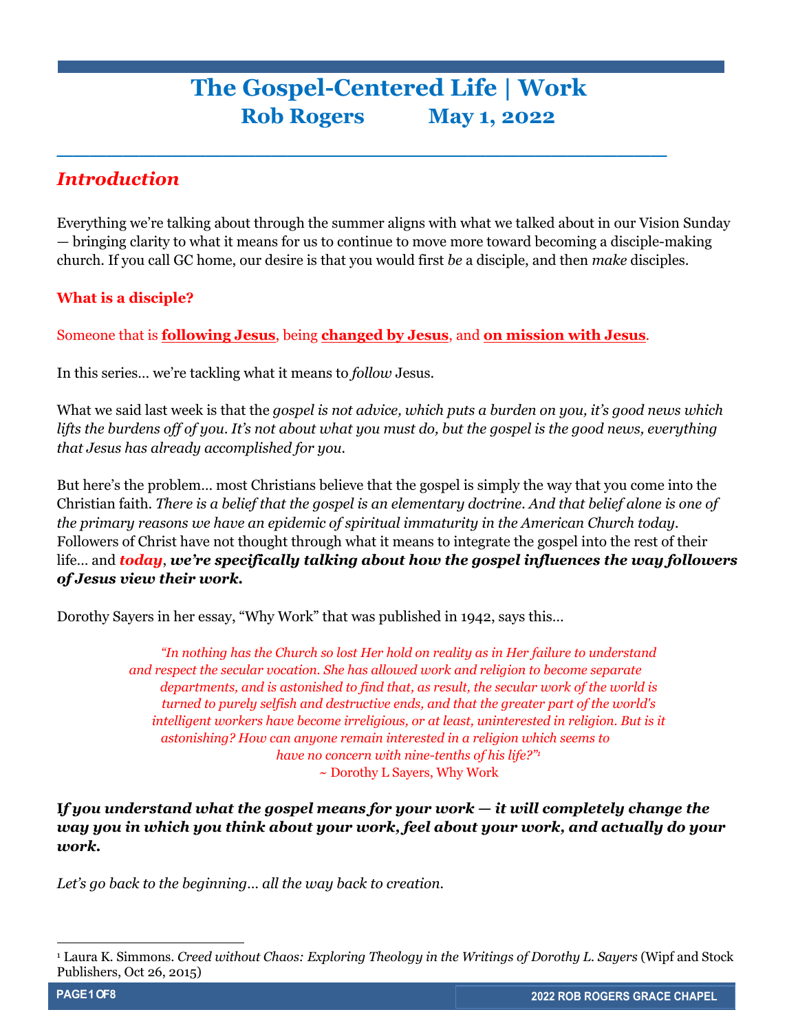# The Gospel-Centered Life | Work
## Rob Rogers May 1, 2022

---

## *Introduction*

Everything we're talking about through the summer aligns with what we talked about in our Vision Sunday — bringing clarity to what it means for us to continue to move more toward becoming a disciple-making church. If you call GC home, our desire is that you would first *be* a disciple, and then *make* disciples.

**What is a disciple?**

Someone that is **following Jesus**, being **changed by Jesus**, and **on mission with Jesus**.

In this series… we're tackling what it means to *follow* Jesus.

What we said last week is that the *gospel is not advice, which puts a burden on you, it's good news which lifts the burdens off of you. It's not about what you must do, but the gospel is the good news, everything that Jesus has already accomplished for you.*

But here's the problem… most Christians believe that the gospel is simply the way that you come into the Christian faith. *There is a belief that the gospel is an elementary doctrine. And that belief alone is one of the primary reasons we have an epidemic of spiritual immaturity in the American Church today.* Followers of Christ have not thought through what it means to integrate the gospel into the rest of their life… and ***today*****, *we're specifically talking about how the gospel influences the way followers of Jesus view their work.***

Dorothy Sayers in her essay, "Why Work" that was published in 1942, says this…

> *"In nothing has the Church so lost Her hold on reality as in Her failure to understand and respect the secular vocation. She has allowed work and religion to become separate departments, and is astonished to find that, as result, the secular work of the world is turned to purely selfish and destructive ends, and that the greater part of the world's intelligent workers have become irreligious, or at least, uninterested in religion. But is it astonishing? How can anyone remain interested in a religion which seems to have no concern with nine-tenths of his life?"*[1]
>
> ~ Dorothy L Sayers, Why Work

***If you understand what the gospel means for your work — it will completely change the way you in which you think about your work, feel about your work, and actually do your work.***

*Let's go back to the beginning… all the way back to creation.*

---

[1] Laura K. Simmons. *Creed without Chaos: Exploring Theology in the Writings of Dorothy L. Sayers* (Wipf and Stock Publishers, Oct 26, 2015)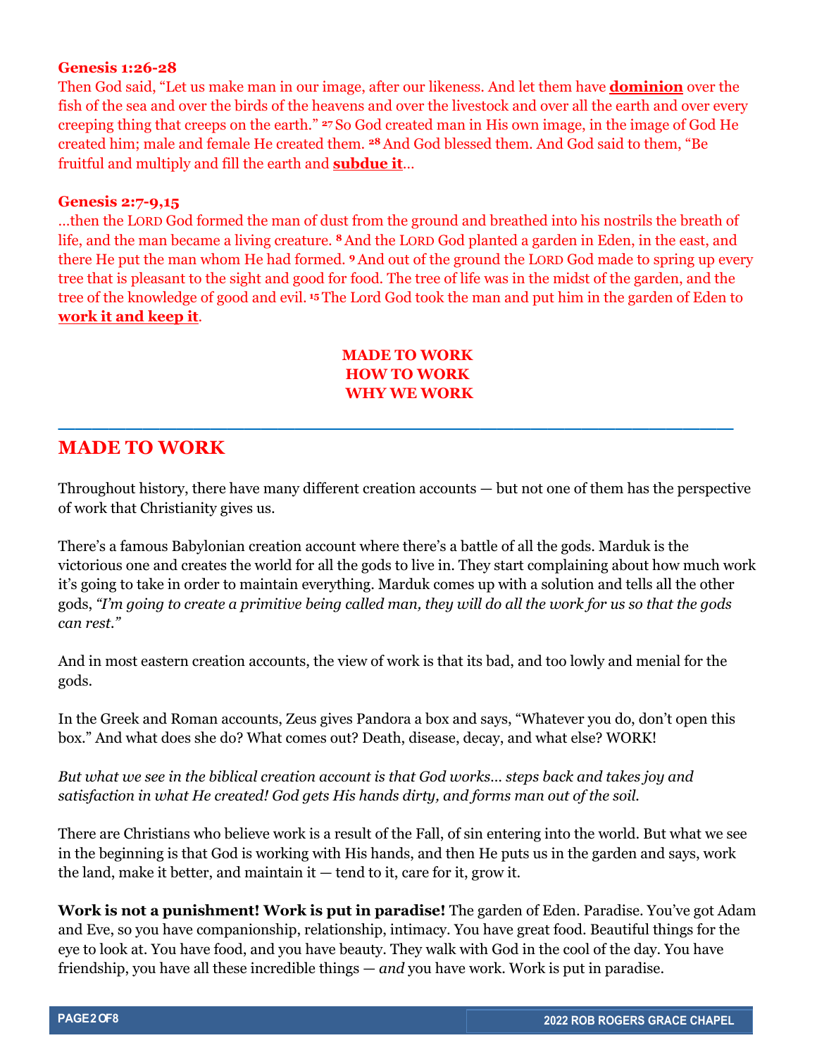**Genesis 1:26-28**

Then God said, "Let us make man in our image, after our likeness. And let them have **dominion** over the fish of the sea and over the birds of the heavens and over the livestock and over all the earth and over every creeping thing that creeps on the earth." [27] So God created man in His own image, in the image of God He created him; male and female He created them. [28] And God blessed them. And God said to them, "Be fruitful and multiply and fill the earth and **subdue it**...

**Genesis 2:7-9,15**

...then the LORD God formed the man of dust from the ground and breathed into his nostrils the breath of life, and the man became a living creature. [8] And the LORD God planted a garden in Eden, in the east, and there He put the man whom He had formed. [9] And out of the ground the LORD God made to spring up every tree that is pleasant to the sight and good for food. The tree of life was in the midst of the garden, and the tree of the knowledge of good and evil. [15] The Lord God took the man and put him in the garden of Eden to **work it and keep it**.

**MADE TO WORK**
**HOW TO WORK**
**WHY WE WORK**

---

## MADE TO WORK

Throughout history, there have many different creation accounts — but not one of them has the perspective of work that Christianity gives us.

There's a famous Babylonian creation account where there's a battle of all the gods. Marduk is the victorious one and creates the world for all the gods to live in. They start complaining about how much work it's going to take in order to maintain everything. Marduk comes up with a solution and tells all the other gods, *"I'm going to create a primitive being called man, they will do all the work for us so that the gods can rest."*

And in most eastern creation accounts, the view of work is that its bad, and too lowly and menial for the gods.

In the Greek and Roman accounts, Zeus gives Pandora a box and says, "Whatever you do, don't open this box." And what does she do? What comes out? Death, disease, decay, and what else? WORK!

*But what we see in the biblical creation account is that God works... steps back and takes joy and satisfaction in what He created! God gets His hands dirty, and forms man out of the soil.*

There are Christians who believe work is a result of the Fall, of sin entering into the world. But what we see in the beginning is that God is working with His hands, and then He puts us in the garden and says, work the land, make it better, and maintain it — tend to it, care for it, grow it.

**Work is not a punishment! Work is put in paradise!** The garden of Eden. Paradise. You've got Adam and Eve, so you have companionship, relationship, intimacy. You have great food. Beautiful things for the eye to look at. You have food, and you have beauty. They walk with God in the cool of the day. You have friendship, you have all these incredible things — *and* you have work. Work is put in paradise.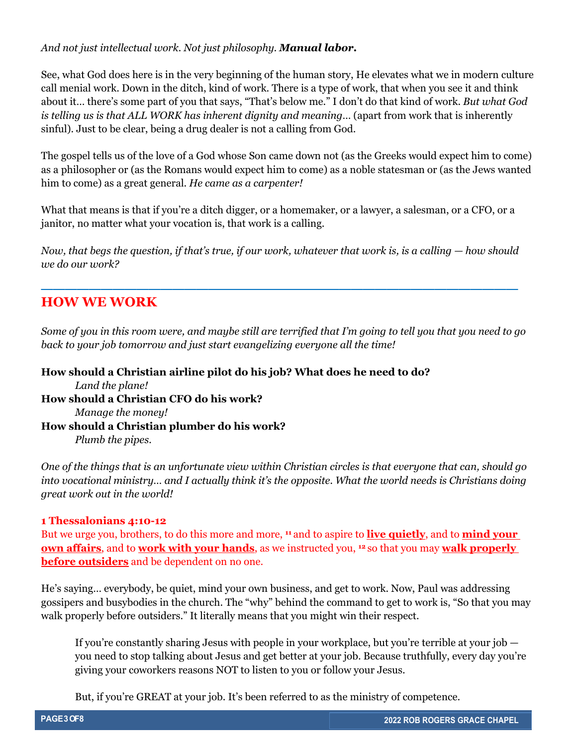*And not just intellectual work. Not just philosophy.* ***Manual labor.***

See, what God does here is in the very beginning of the human story, He elevates what we in modern culture call menial work. Down in the ditch, kind of work. There is a type of work, that when you see it and think about it… there's some part of you that says, "That's below me." I don't do that kind of work. *But what God is telling us is that ALL WORK has inherent dignity and meaning…* (apart from work that is inherently sinful). Just to be clear, being a drug dealer is not a calling from God.

The gospel tells us of the love of a God whose Son came down not (as the Greeks would expect him to come) as a philosopher or (as the Romans would expect him to come) as a noble statesman or (as the Jews wanted him to come) as a great general. *He came as a carpenter!*

What that means is that if you're a ditch digger, or a homemaker, or a lawyer, a salesman, or a CFO, or a janitor, no matter what your vocation is, that work is a calling.

*Now, that begs the question, if that's true, if our work, whatever that work is, is a calling — how should we do our work?*

---

## HOW WE WORK

*Some of you in this room were, and maybe still are terrified that I'm going to tell you that you need to go back to your job tomorrow and just start evangelizing everyone all the time!*

**How should a Christian airline pilot do his job? What does he need to do?**
*Land the plane!*
**How should a Christian CFO do his work?**
*Manage the money!*
**How should a Christian plumber do his work?**
*Plumb the pipes.*

*One of the things that is an unfortunate view within Christian circles is that everyone that can, should go into vocational ministry… and I actually think it's the opposite. What the world needs is Christians doing great work out in the world!*

**1 Thessalonians 4:10-12**
But we urge you, brothers, to do this more and more, [11] and to aspire to **live quietly**, and to **mind your own affairs**, and to **work with your hands**, as we instructed you, [12] so that you may **walk properly before outsiders** and be dependent on no one.

He's saying… everybody, be quiet, mind your own business, and get to work. Now, Paul was addressing gossipers and busybodies in the church. The "why" behind the command to get to work is, "So that you may walk properly before outsiders." It literally means that you might win their respect.

> If you're constantly sharing Jesus with people in your workplace, but you're terrible at your job — you need to stop talking about Jesus and get better at your job. Because truthfully, every day you're giving your coworkers reasons NOT to listen to you or follow your Jesus.
>
> But, if you're GREAT at your job. It's been referred to as the ministry of competence.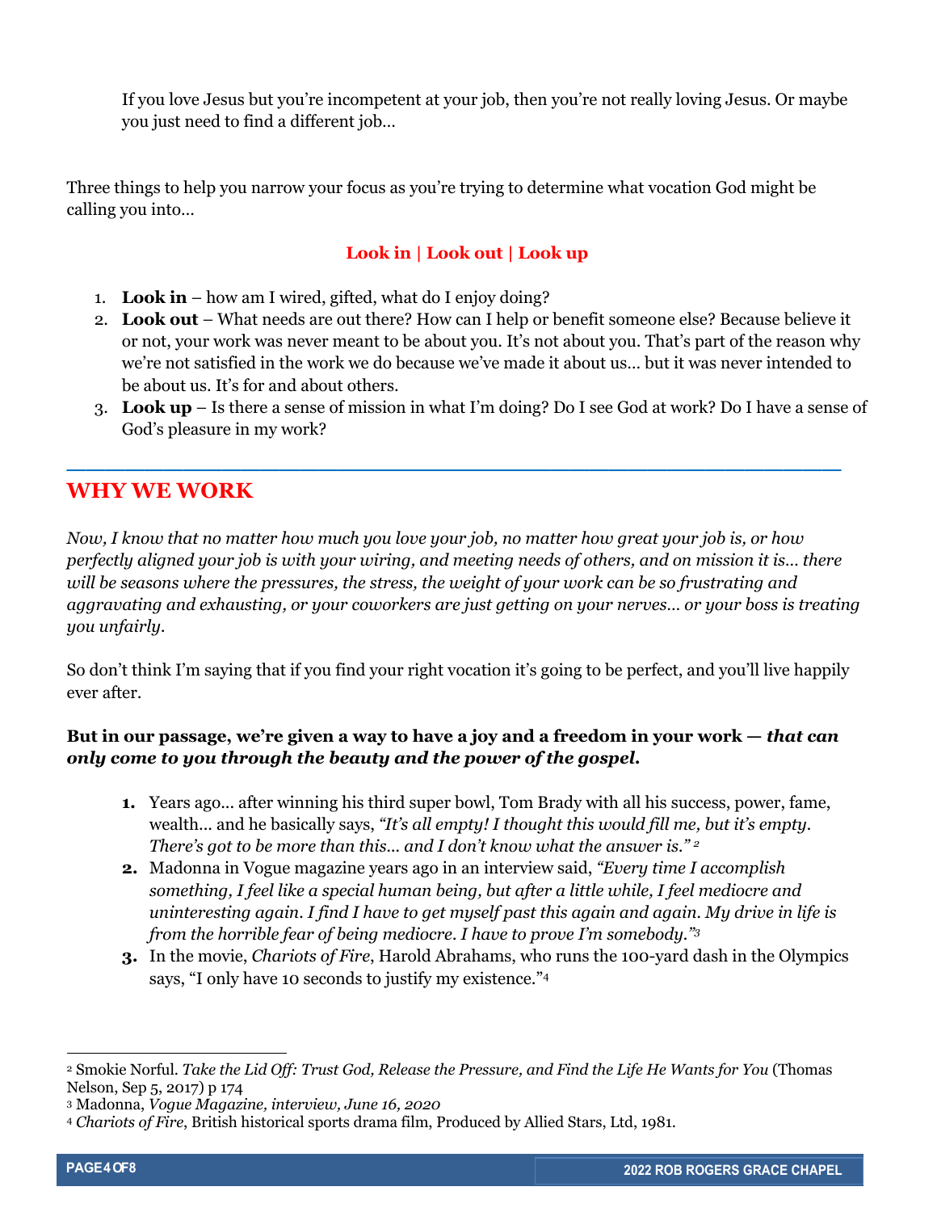If you love Jesus but you're incompetent at your job, then you're not really loving Jesus. Or maybe you just need to find a different job…

Three things to help you narrow your focus as you're trying to determine what vocation God might be calling you into…

**Look in | Look out | Look up**

1. **Look in** – how am I wired, gifted, what do I enjoy doing?
2. **Look out** – What needs are out there? How can I help or benefit someone else? Because believe it or not, your work was never meant to be about you. It's not about you. That's part of the reason why we're not satisfied in the work we do because we've made it about us… but it was never intended to be about us. It's for and about others.
3. **Look up** – Is there a sense of mission in what I'm doing? Do I see God at work? Do I have a sense of God's pleasure in my work?

---

## WHY WE WORK

*Now, I know that no matter how much you love your job, no matter how great your job is, or how perfectly aligned your job is with your wiring, and meeting needs of others, and on mission it is… there will be seasons where the pressures, the stress, the weight of your work can be so frustrating and aggravating and exhausting, or your coworkers are just getting on your nerves… or your boss is treating you unfairly.*

So don't think I'm saying that if you find your right vocation it's going to be perfect, and you'll live happily ever after.

**But in our passage, we're given a way to have a joy and a freedom in your work — *that can only come to you through the beauty and the power of the gospel.***

1. Years ago… after winning his third super bowl, Tom Brady with all his success, power, fame, wealth… and he basically says, *"It's all empty! I thought this would fill me, but it's empty. There's got to be more than this… and I don't know what the answer is."* [2]
2. Madonna in Vogue magazine years ago in an interview said, *"Every time I accomplish something, I feel like a special human being, but after a little while, I feel mediocre and uninteresting again. I find I have to get myself past this again and again. My drive in life is from the horrible fear of being mediocre. I have to prove I'm somebody."*[3]
3. In the movie, *Chariots of Fire*, Harold Abrahams, who runs the 100-yard dash in the Olympics says, "I only have 10 seconds to justify my existence."[4]

---

[2] Smokie Norful. *Take the Lid Off: Trust God, Release the Pressure, and Find the Life He Wants for You* (Thomas Nelson, Sep 5, 2017) p 174

[3] Madonna, *Vogue Magazine, interview, June 16, 2020*

[4] *Chariots of Fire*, British historical sports drama film, Produced by Allied Stars, Ltd, 1981.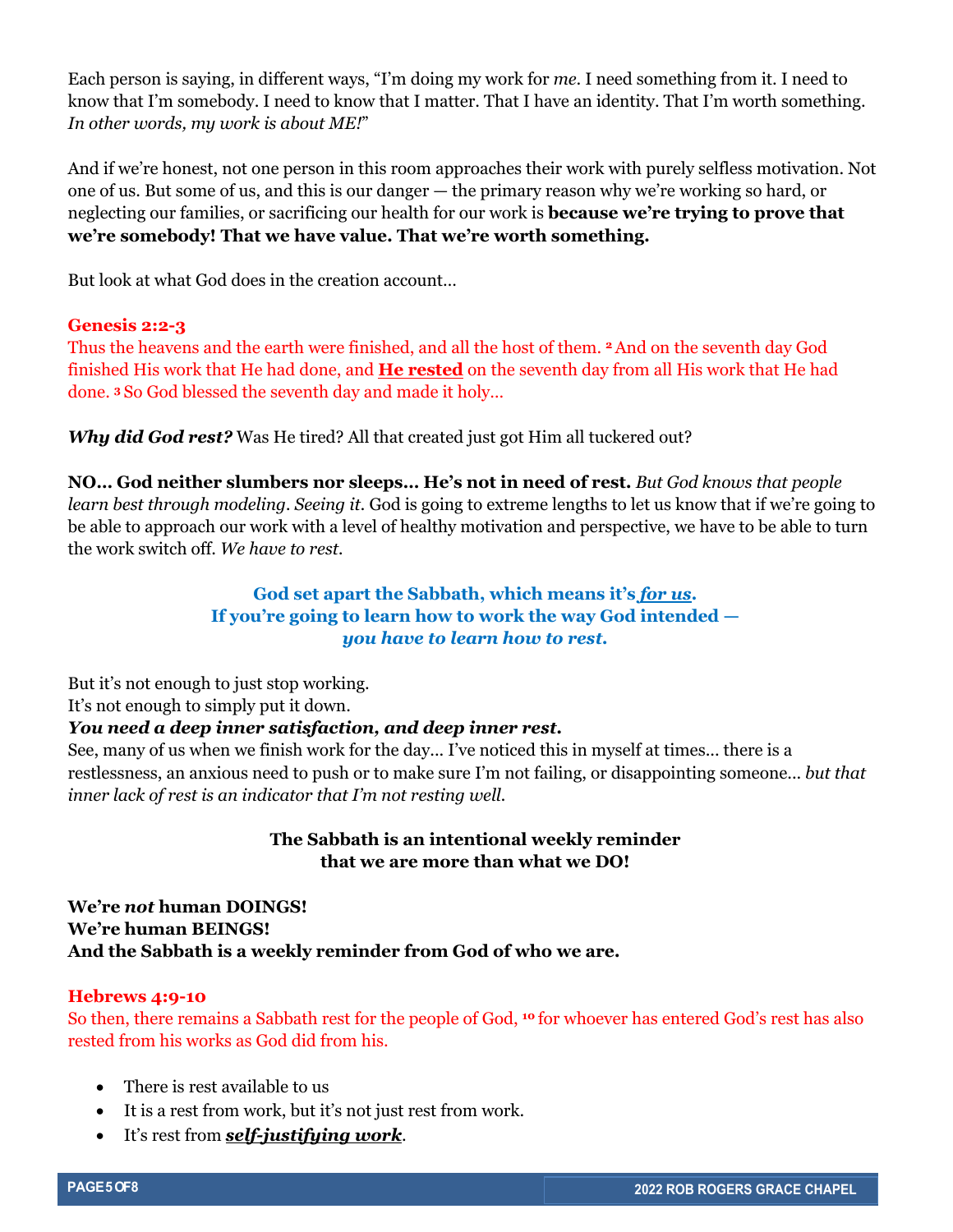Each person is saying, in different ways, "I'm doing my work for *me*. I need something from it. I need to know that I'm somebody. I need to know that I matter. That I have an identity. That I'm worth something. *In other words, my work is about ME!*"

And if we're honest, not one person in this room approaches their work with purely selfless motivation. Not one of us. But some of us, and this is our danger — the primary reason why we're working so hard, or neglecting our families, or sacrificing our health for our work is **because we're trying to prove that we're somebody! That we have value. That we're worth something.**

But look at what God does in the creation account…

**Genesis 2:2-3**

Thus the heavens and the earth were finished, and all the host of them. [2] And on the seventh day God finished His work that He had done, and **He rested** on the seventh day from all His work that He had done. [3] So God blessed the seventh day and made it holy…

***Why did God rest?*** Was He tired? All that created just got Him all tuckered out?

**NO… God neither slumbers nor sleeps… He's not in need of rest.** *But God knows that people learn best through modeling. Seeing it.* God is going to extreme lengths to let us know that if we're going to be able to approach our work with a level of healthy motivation and perspective, we have to be able to turn the work switch off. *We have to rest.*

**God set apart the Sabbath, which means it's *for us*.**
**If you're going to learn how to work the way God intended —**
***you have to learn how to rest.***

But it's not enough to just stop working.
It's not enough to simply put it down.
***You need a deep inner satisfaction, and deep inner rest.***
See, many of us when we finish work for the day… I've noticed this in myself at times… there is a restlessness, an anxious need to push or to make sure I'm not failing, or disappointing someone… *but that inner lack of rest is an indicator that I'm not resting well.*

**The Sabbath is an intentional weekly reminder**
**that we are more than what we DO!**

**We're *not* human DOINGS!**
**We're human BEINGS!**
**And the Sabbath is a weekly reminder from God of who we are.**

**Hebrews 4:9-10**

So then, there remains a Sabbath rest for the people of God, [10] for whoever has entered God's rest has also rested from his works as God did from his.

- There is rest available to us
- It is a rest from work, but it's not just rest from work.
- It's rest from ***self-justifying work***.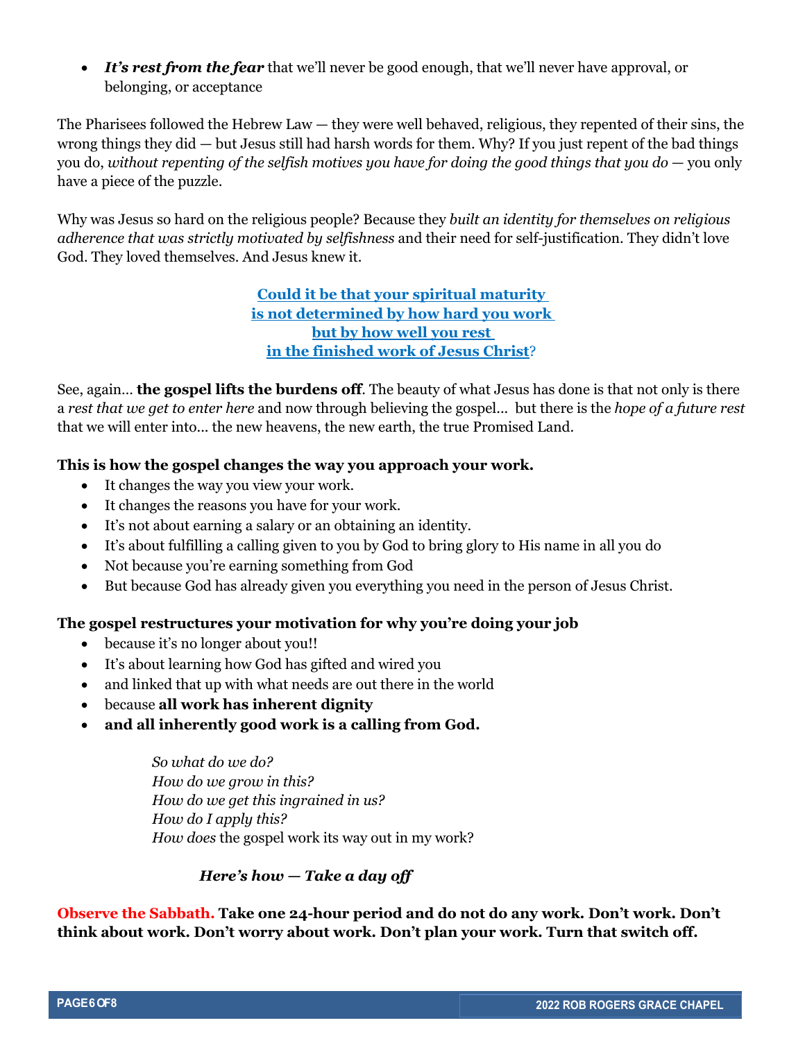- ***It's rest from the fear*** that we'll never be good enough, that we'll never have approval, or belonging, or acceptance

The Pharisees followed the Hebrew Law — they were well behaved, religious, they repented of their sins, the wrong things they did — but Jesus still had harsh words for them. Why? If you just repent of the bad things you do, *without repenting of the selfish motives you have for doing the good things that you do* — you only have a piece of the puzzle.

Why was Jesus so hard on the religious people? Because they *built an identity for themselves on religious adherence that was strictly motivated by selfishness* and their need for self-justification. They didn't love God. They loved themselves. And Jesus knew it.

**Could it be that your spiritual maturity is not determined by how hard you work but by how well you rest in the finished work of Jesus Christ?**

See, again... **the gospel lifts the burdens off**. The beauty of what Jesus has done is that not only is there a *rest that we get to enter here* and now through believing the gospel... but there is the *hope of a future rest* that we will enter into... the new heavens, the new earth, the true Promised Land.

**This is how the gospel changes the way you approach your work.**

- It changes the way you view your work.
- It changes the reasons you have for your work.
- It's not about earning a salary or an obtaining an identity.
- It's about fulfilling a calling given to you by God to bring glory to His name in all you do
- Not because you're earning something from God
- But because God has already given you everything you need in the person of Jesus Christ.

**The gospel restructures your motivation for why you're doing your job**

- because it's no longer about you!!
- It's about learning how God has gifted and wired you
- and linked that up with what needs are out there in the world
- because **all work has inherent dignity**
- **and all inherently good work is a calling from God.**

*So what do we do?*
*How do we grow in this?*
*How do we get this ingrained in us?*
*How do I apply this?*
*How does* the gospel work its way out in my work?

***Here's how — Take a day off***

**Observe the Sabbath. Take one 24-hour period and do not do any work. Don't work. Don't think about work. Don't worry about work. Don't plan your work. Turn that switch off.**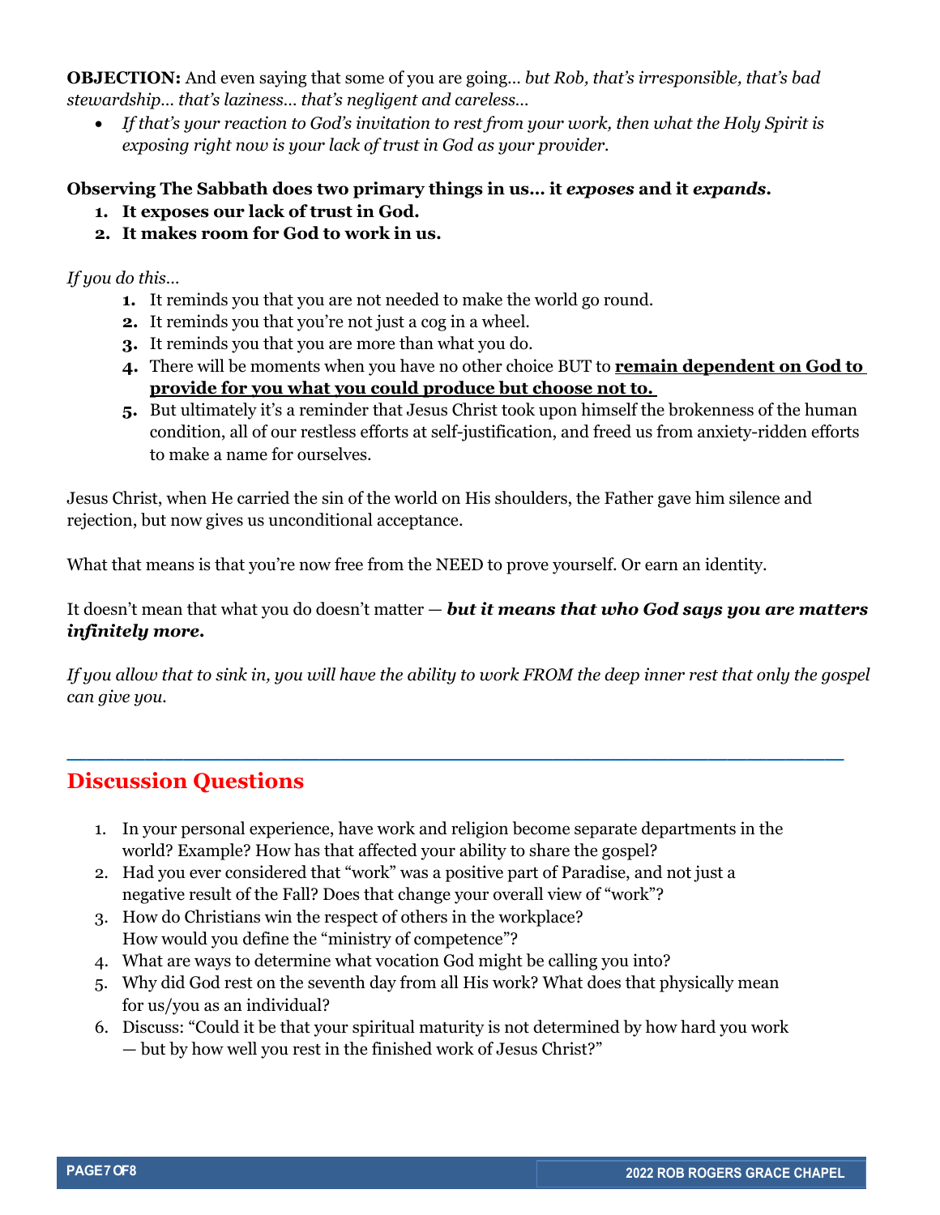**OBJECTION:** And even saying that some of you are going… *but Rob, that's irresponsible, that's bad stewardship… that's laziness… that's negligent and careless…*

- *If that's your reaction to God's invitation to rest from your work, then what the Holy Spirit is exposing right now is your lack of trust in God as your provider.*

**Observing The Sabbath does two primary things in us… it *exposes* and it *expands*.**

1. **It exposes our lack of trust in God.**
2. **It makes room for God to work in us.**

*If you do this…*

1. It reminds you that you are not needed to make the world go round.
2. It reminds you that you're not just a cog in a wheel.
3. It reminds you that you are more than what you do.
4. There will be moments when you have no other choice BUT to **remain dependent on God to provide for you what you could produce but choose not to.**
5. But ultimately it's a reminder that Jesus Christ took upon himself the brokenness of the human condition, all of our restless efforts at self-justification, and freed us from anxiety-ridden efforts to make a name for ourselves.

Jesus Christ, when He carried the sin of the world on His shoulders, the Father gave him silence and rejection, but now gives us unconditional acceptance.

What that means is that you're now free from the NEED to prove yourself. Or earn an identity.

It doesn't mean that what you do doesn't matter — ***but it means that who God says you are matters infinitely more.***

*If you allow that to sink in, you will have the ability to work FROM the deep inner rest that only the gospel can give you.*

---

## Discussion Questions

1. In your personal experience, have work and religion become separate departments in the world? Example? How has that affected your ability to share the gospel?
2. Had you ever considered that "work" was a positive part of Paradise, and not just a negative result of the Fall? Does that change your overall view of "work"?
3. How do Christians win the respect of others in the workplace? How would you define the "ministry of competence"?
4. What are ways to determine what vocation God might be calling you into?
5. Why did God rest on the seventh day from all His work? What does that physically mean for us/you as an individual?
6. Discuss: "Could it be that your spiritual maturity is not determined by how hard you work — but by how well you rest in the finished work of Jesus Christ?"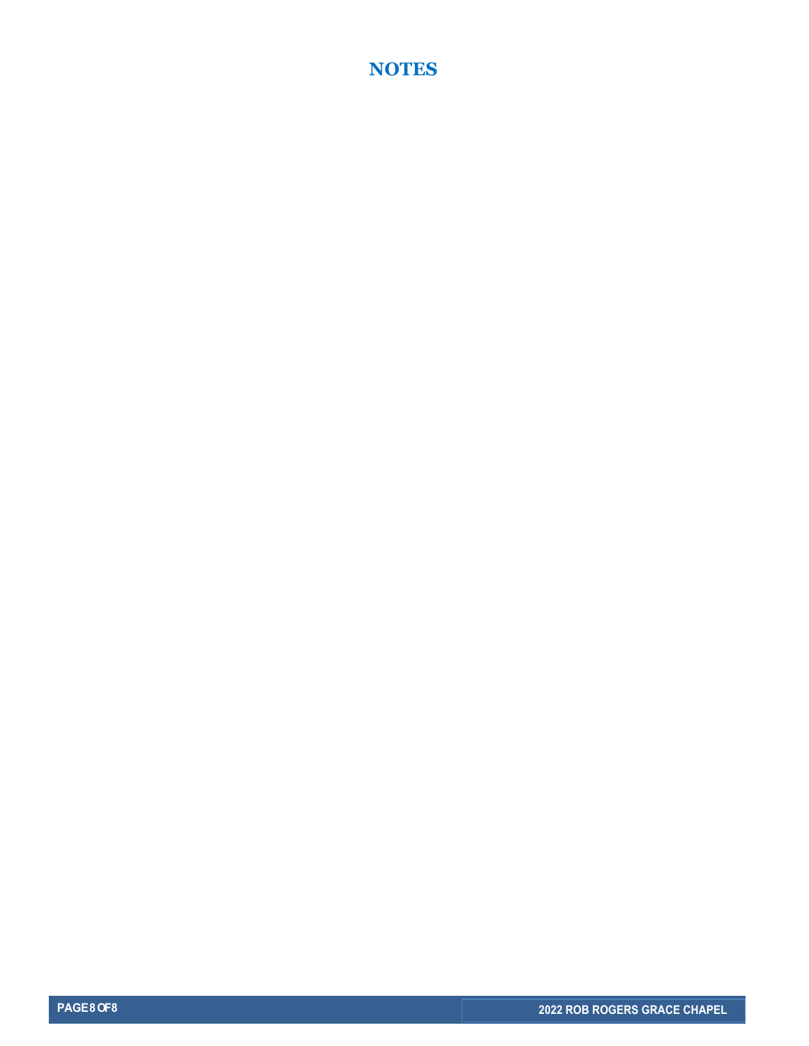# NOTES